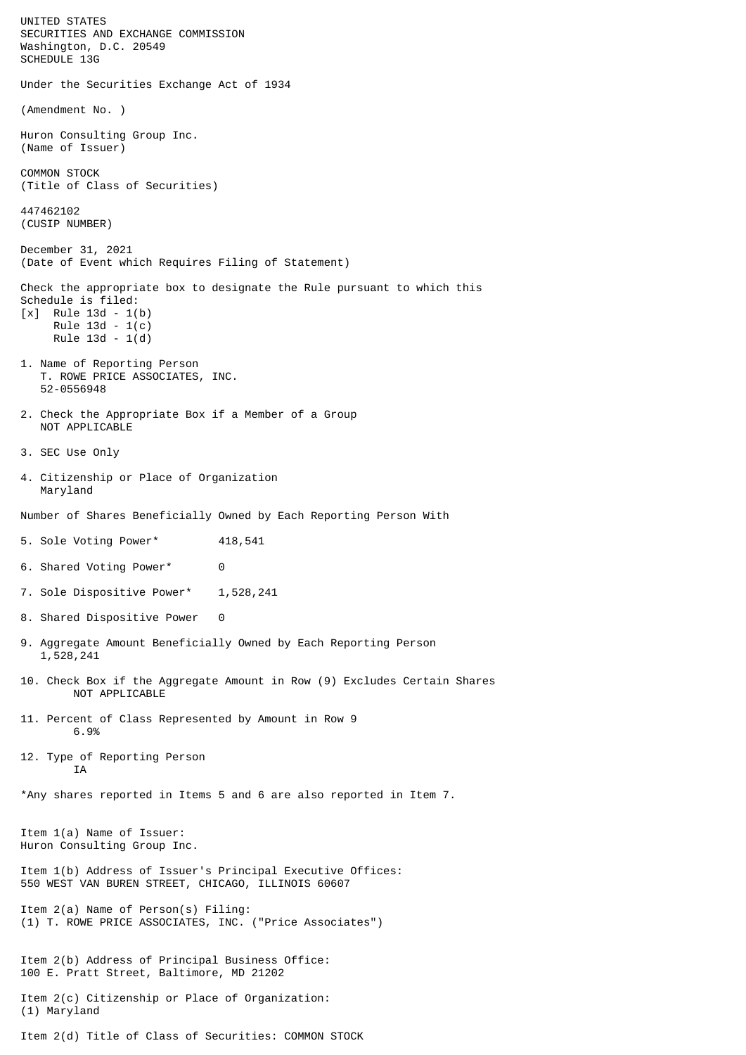UNITED STATES
SECURITIES AND EXCHANGE COMMISSION
Washington, D.C. 20549
SCHEDULE 13G

Under the Securities Exchange Act of 1934

(Amendment No. )

Huron Consulting Group Inc.
(Name of Issuer)

COMMON STOCK
(Title of Class of Securities)

447462102
(CUSIP NUMBER)

December 31, 2021
(Date of Event which Requires Filing of Statement)

Check the appropriate box to designate the Rule pursuant to which this Schedule is filed:

[x] Rule 13d - 1(b)
Rule 13d - 1(c)
Rule 13d - 1(d)

1. Name of Reporting Person
T. ROWE PRICE ASSOCIATES, INC.
52-0556948

2. Check the Appropriate Box if a Member of a Group
NOT APPLICABLE

3. SEC Use Only

4. Citizenship or Place of Organization
Maryland

Number of Shares Beneficially Owned by Each Reporting Person With

5. Sole Voting Power* 418,541

6. Shared Voting Power* 0

7. Sole Dispositive Power* 1,528,241

8. Shared Dispositive Power 0

9. Aggregate Amount Beneficially Owned by Each Reporting Person
1,528,241

10. Check Box if the Aggregate Amount in Row (9) Excludes Certain Shares
NOT APPLICABLE

11. Percent of Class Represented by Amount in Row 9
6.9%

12. Type of Reporting Person
IA

*Any shares reported in Items 5 and 6 are also reported in Item 7.

Item 1(a) Name of Issuer:
Huron Consulting Group Inc.

Item 1(b) Address of Issuer's Principal Executive Offices:
550 WEST VAN BUREN STREET, CHICAGO, ILLINOIS 60607

Item 2(a) Name of Person(s) Filing:
(1) T. ROWE PRICE ASSOCIATES, INC. ("Price Associates")

Item 2(b) Address of Principal Business Office:
100 E. Pratt Street, Baltimore, MD 21202

Item 2(c) Citizenship or Place of Organization:
(1) Maryland

Item 2(d) Title of Class of Securities: COMMON STOCK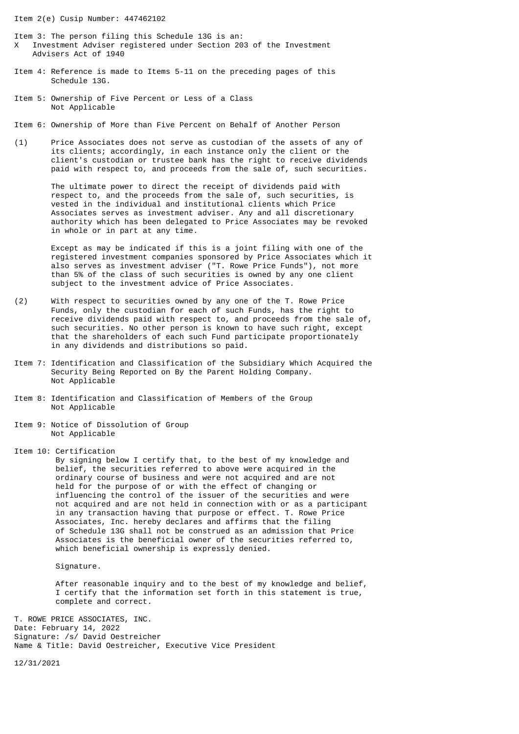Item 2(e) Cusip Number: 447462102

Item 3: The person filing this Schedule 13G is an:

X Investment Adviser registered under Section 203 of the Investment Advisers Act of 1940

Item 4: Reference is made to Items 5-11 on the preceding pages of this Schedule 13G.

Item 5: Ownership of Five Percent or Less of a Class
Not Applicable

Item 6: Ownership of More than Five Percent on Behalf of Another Person

(1) Price Associates does not serve as custodian of the assets of any of its clients; accordingly, in each instance only the client or the client's custodian or trustee bank has the right to receive dividends paid with respect to, and proceeds from the sale of, such securities.

The ultimate power to direct the receipt of dividends paid with respect to, and the proceeds from the sale of, such securities, is vested in the individual and institutional clients which Price Associates serves as investment adviser. Any and all discretionary authority which has been delegated to Price Associates may be revoked in whole or in part at any time.

Except as may be indicated if this is a joint filing with one of the registered investment companies sponsored by Price Associates which it also serves as investment adviser ("T. Rowe Price Funds"), not more than 5% of the class of such securities is owned by any one client subject to the investment advice of Price Associates.

(2) With respect to securities owned by any one of the T. Rowe Price Funds, only the custodian for each of such Funds, has the right to receive dividends paid with respect to, and proceeds from the sale of, such securities. No other person is known to have such right, except that the shareholders of each such Fund participate proportionately in any dividends and distributions so paid.

Item 7: Identification and Classification of the Subsidiary Which Acquired the Security Being Reported on By the Parent Holding Company.
Not Applicable

Item 8: Identification and Classification of Members of the Group
Not Applicable

Item 9: Notice of Dissolution of Group
Not Applicable

Item 10: Certification

By signing below I certify that, to the best of my knowledge and belief, the securities referred to above were acquired in the ordinary course of business and were not acquired and are not held for the purpose of or with the effect of changing or influencing the control of the issuer of the securities and were not acquired and are not held in connection with or as a participant in any transaction having that purpose or effect. T. Rowe Price Associates, Inc. hereby declares and affirms that the filing of Schedule 13G shall not be construed as an admission that Price Associates is the beneficial owner of the securities referred to, which beneficial ownership is expressly denied.

Signature.

After reasonable inquiry and to the best of my knowledge and belief, I certify that the information set forth in this statement is true, complete and correct.

T. ROWE PRICE ASSOCIATES, INC.
Date: February 14, 2022
Signature: /s/ David Oestreicher
Name & Title: David Oestreicher, Executive Vice President

12/31/2021